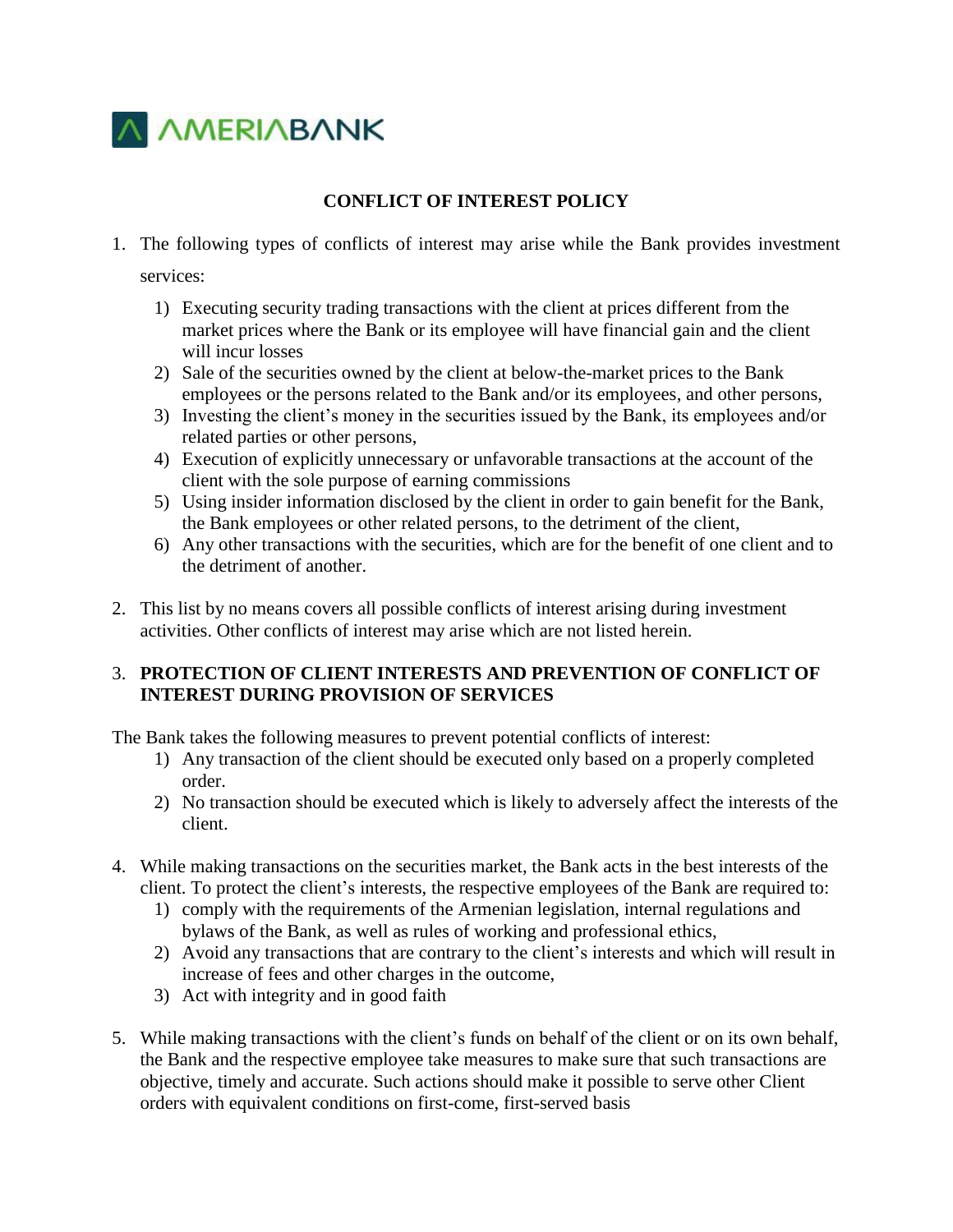AMERIABANK

# CONFLICT OF INTEREST POLICY

1. The following types of conflicts of interest may arise while the Bank provides investment services:
   1) Executing security trading transactions with the client at prices different from the market prices where the Bank or its employee will have financial gain and the client will incur losses
   2) Sale of the securities owned by the client at below-the-market prices to the Bank employees or the persons related to the Bank and/or its employees, and other persons,
   3) Investing the client's money in the securities issued by the Bank, its employees and/or related parties or other persons,
   4) Execution of explicitly unnecessary or unfavorable transactions at the account of the client with the sole purpose of earning commissions
   5) Using insider information disclosed by the client in order to gain benefit for the Bank, the Bank employees or other related persons, to the detriment of the client,
   6) Any other transactions with the securities, which are for the benefit of one client and to the detriment of another.

2. This list by no means covers all possible conflicts of interest arising during investment activities. Other conflicts of interest may arise which are not listed herein.

3. **PROTECTION OF CLIENT INTERESTS AND PREVENTION OF CONFLICT OF INTEREST DURING PROVISION OF SERVICES**

The Bank takes the following measures to prevent potential conflicts of interest:

1) Any transaction of the client should be executed only based on a properly completed order.
2) No transaction should be executed which is likely to adversely affect the interests of the client.

4. While making transactions on the securities market, the Bank acts in the best interests of the client. To protect the client's interests, the respective employees of the Bank are required to:
   1) comply with the requirements of the Armenian legislation, internal regulations and bylaws of the Bank, as well as rules of working and professional ethics,
   2) Avoid any transactions that are contrary to the client's interests and which will result in increase of fees and other charges in the outcome,
   3) Act with integrity and in good faith

5. While making transactions with the client's funds on behalf of the client or on its own behalf, the Bank and the respective employee take measures to make sure that such transactions are objective, timely and accurate. Such actions should make it possible to serve other Client orders with equivalent conditions on first-come, first-served basis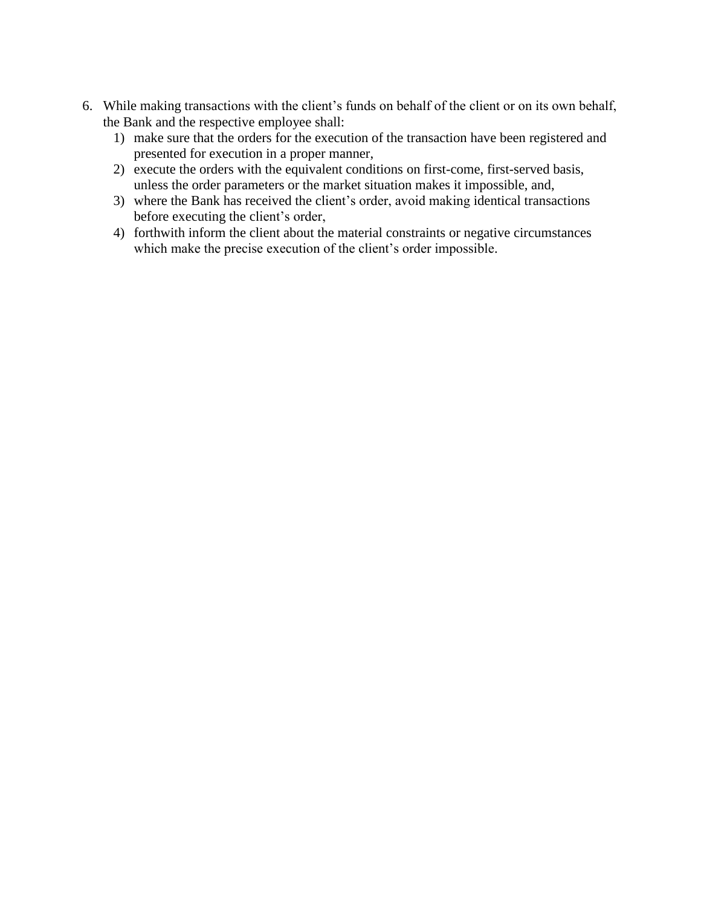6. While making transactions with the client's funds on behalf of the client or on its own behalf, the Bank and the respective employee shall:
   1) make sure that the orders for the execution of the transaction have been registered and presented for execution in a proper manner,
   2) execute the orders with the equivalent conditions on first-come, first-served basis, unless the order parameters or the market situation makes it impossible, and,
   3) where the Bank has received the client's order, avoid making identical transactions before executing the client's order,
   4) forthwith inform the client about the material constraints or negative circumstances which make the precise execution of the client's order impossible.